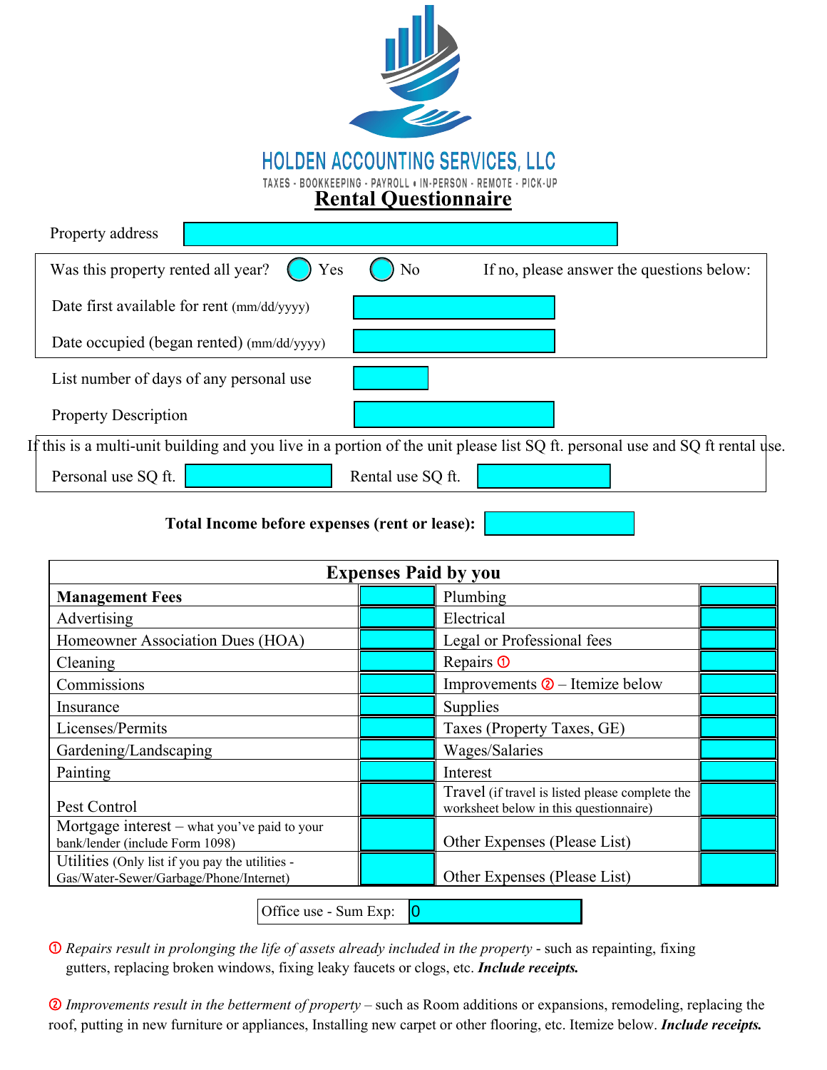# HOLDEN ACCOUNTING SERVICES, LLC

TAXES - BOOKKEEPING - PAYROLL • IN-PERSON - REMOTE - PICK-UP

## Rental Questionnaire

Property address

Was this property rented all year? ◯ Yes ◯ No  If no, please answer the questions below:

Date first available for rent (mm/dd/yyyy)

Date occupied (began rented) (mm/dd/yyyy)

List number of days of any personal use

Property Description

If this is a multi-unit building and you live in a portion of the unit please list SQ ft. personal use and SQ ft rental use.

Personal use SQ ft.  Rental use SQ ft.

**Total Income before expenses (rent or lease):**

| Expenses Paid by you | | | |
|---|---|---|---|
| **Management Fees** | | Plumbing | |
| Advertising | | Electrical | |
| Homeowner Association Dues (HOA) | | Legal or Professional fees | |
| Cleaning | | Repairs ① | |
| Commissions | | Improvements ② – Itemize below | |
| Insurance | | Supplies | |
| Licenses/Permits | | Taxes (Property Taxes, GE) | |
| Gardening/Landscaping | | Wages/Salaries | |
| Painting | | Interest | |
| Pest Control | | Travel (if travel is listed please complete the worksheet below in this questionnaire) | |
| Mortgage interest – what you've paid to your bank/lender (include Form 1098) | | Other Expenses (Please List) | |
| Utilities (Only list if you pay the utilities - Gas/Water-Sewer/Garbage/Phone/Internet) | | Other Expenses (Please List) | |

Office use - Sum Exp: 0

① *Repairs result in prolonging the life of assets already included in the property* - such as repainting, fixing gutters, replacing broken windows, fixing leaky faucets or clogs, etc. ***Include receipts.***

② *Improvements result in the betterment of property* – such as Room additions or expansions, remodeling, replacing the roof, putting in new furniture or appliances, Installing new carpet or other flooring, etc. Itemize below. ***Include receipts.***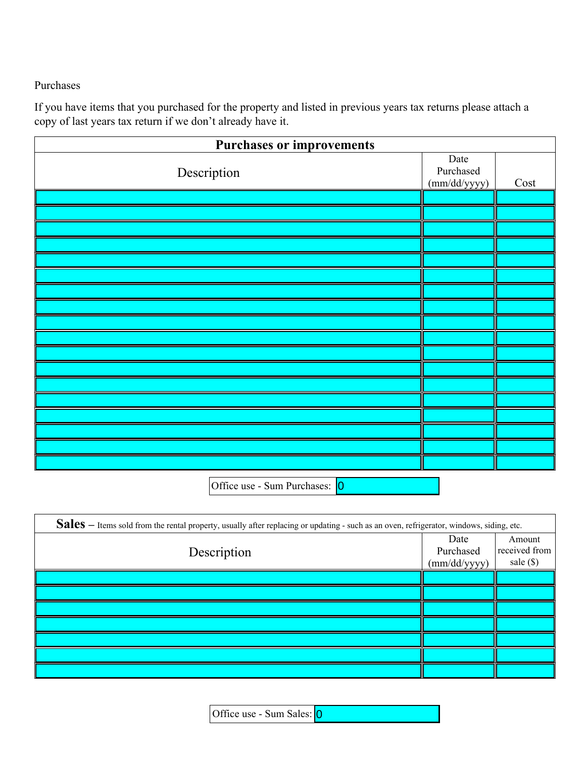Purchases

If you have items that you purchased for the property and listed in previous years tax returns please attach a copy of last years tax return if we don't already have it.

| **Purchases or improvements** | | |
|---|---|---|
| Description | Date Purchased (mm/dd/yyyy) | Cost |
| | | |
| | | |
| | | |
| | | |
| | | |
| | | |
| | | |
| | | |
| | | |
| | | |
| | | |
| | | |
| | | |
| | | |
| | | |
| | | |
| | | |
| | | |

Office use - Sum Purchases: 0

| **Sales** – Items sold from the rental property, usually after replacing or updating - such as an oven, refrigerator, windows, siding, etc. | | |
|---|---|---|
| Description | Date Purchased (mm/dd/yyyy) | Amount received from sale ($) |
| | | |
| | | |
| | | |
| | | |
| | | |
| | | |
| | | |

Office use - Sum Sales: 0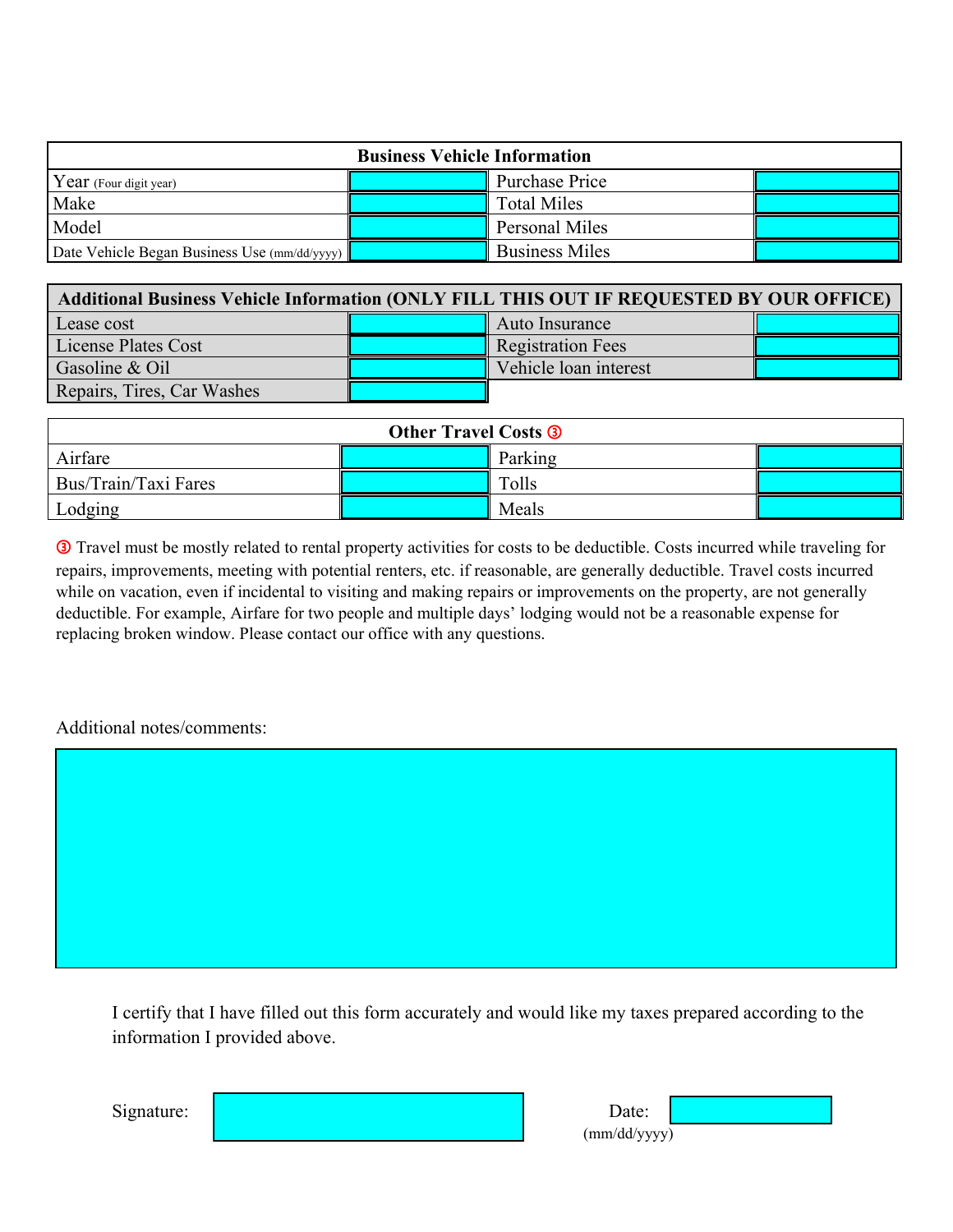| Business Vehicle Information | | | |
| --- | --- | --- | --- |
| Year (Four digit year) | | Purchase Price | |
| Make | | Total Miles | |
| Model | | Personal Miles | |
| Date Vehicle Began Business Use (mm/dd/yyyy) | | Business Miles | |

| Additional Business Vehicle Information (ONLY FILL THIS OUT IF REQUESTED BY OUR OFFICE) | | | |
| --- | --- | --- | --- |
| Lease cost | | Auto Insurance | |
| License Plates Cost | | Registration Fees | |
| Gasoline & Oil | | Vehicle loan interest | |
| Repairs, Tires, Car Washes | | | |

| Other Travel Costs ③ | | | |
| --- | --- | --- | --- |
| Airfare | | Parking | |
| Bus/Train/Taxi Fares | | Tolls | |
| Lodging | | Meals | |

③ Travel must be mostly related to rental property activities for costs to be deductible. Costs incurred while traveling for repairs, improvements, meeting with potential renters, etc. if reasonable, are generally deductible. Travel costs incurred while on vacation, even if incidental to visiting and making repairs or improvements on the property, are not generally deductible. For example, Airfare for two people and multiple days' lodging would not be a reasonable expense for replacing broken window. Please contact our office with any questions.

Additional notes/comments:

I certify that I have filled out this form accurately and would like my taxes prepared according to the information I provided above.

Signature: 

Date: 
(mm/dd/yyyy)